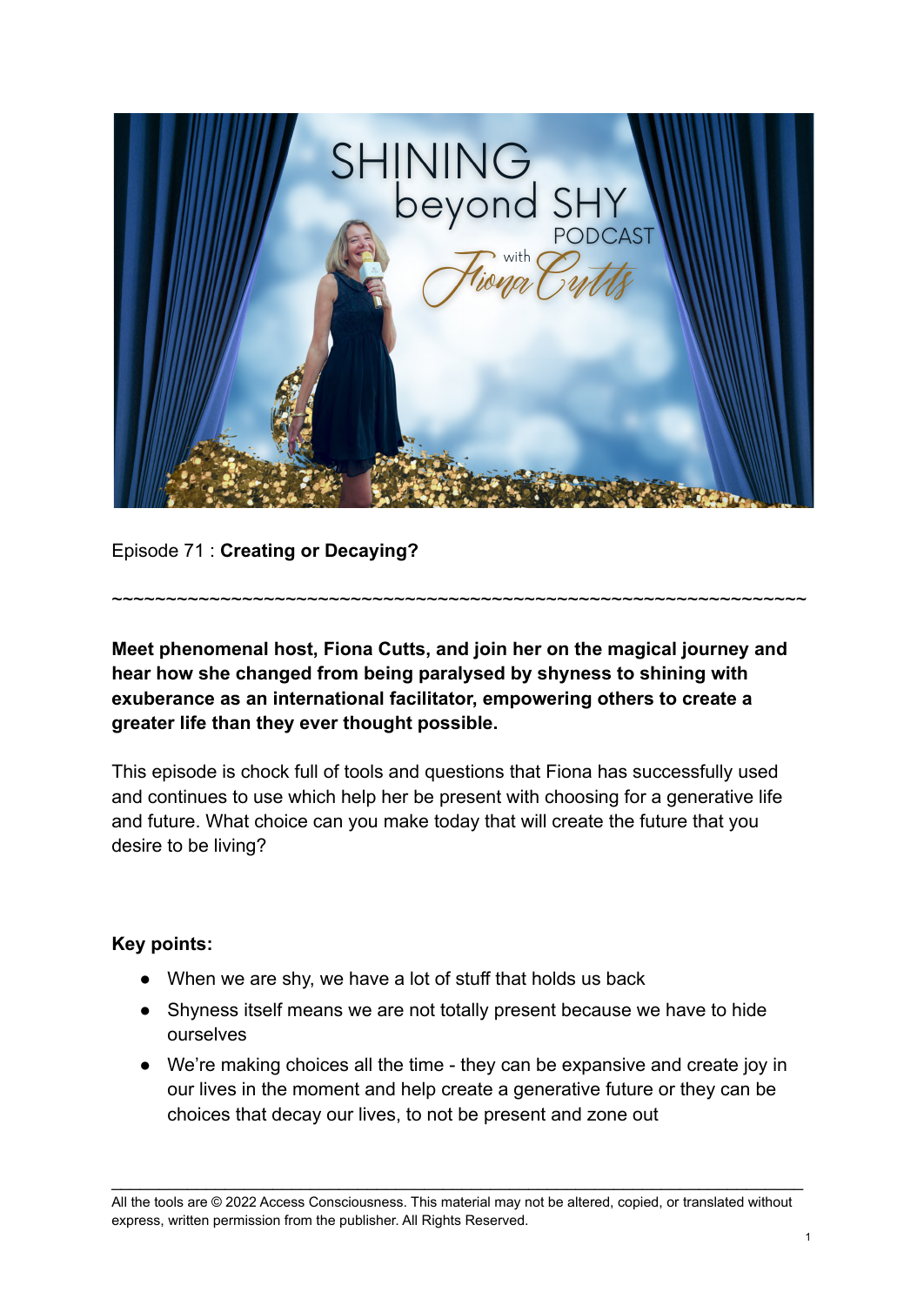Episode 71 : **Creating or Decaying?**

~~~~~~~~~~~~~~~~~~~~~~~~~~~~~~~~~~~~~~~~~~~~~~~~~~~~~~~~~~~~~~~~

**Meet phenomenal host, Fiona Cutts, and join her on the magical journey and hear how she changed from being paralysed by shyness to shining with exuberance as an international facilitator, empowering others to create a greater life than they ever thought possible.**

This episode is chock full of tools and questions that Fiona has successfully used and continues to use which help her be present with choosing for a generative life and future. What choice can you make today that will create the future that you desire to be living?

**Key points:**

- When we are shy, we have a lot of stuff that holds us back
- Shyness itself means we are not totally present because we have to hide ourselves
- We're making choices all the time - they can be expansive and create joy in our lives in the moment and help create a generative future or they can be choices that decay our lives, to not be present and zone out

All the tools are © 2022 Access Consciousness. This material may not be altered, copied, or translated without express, written permission from the publisher. All Rights Reserved.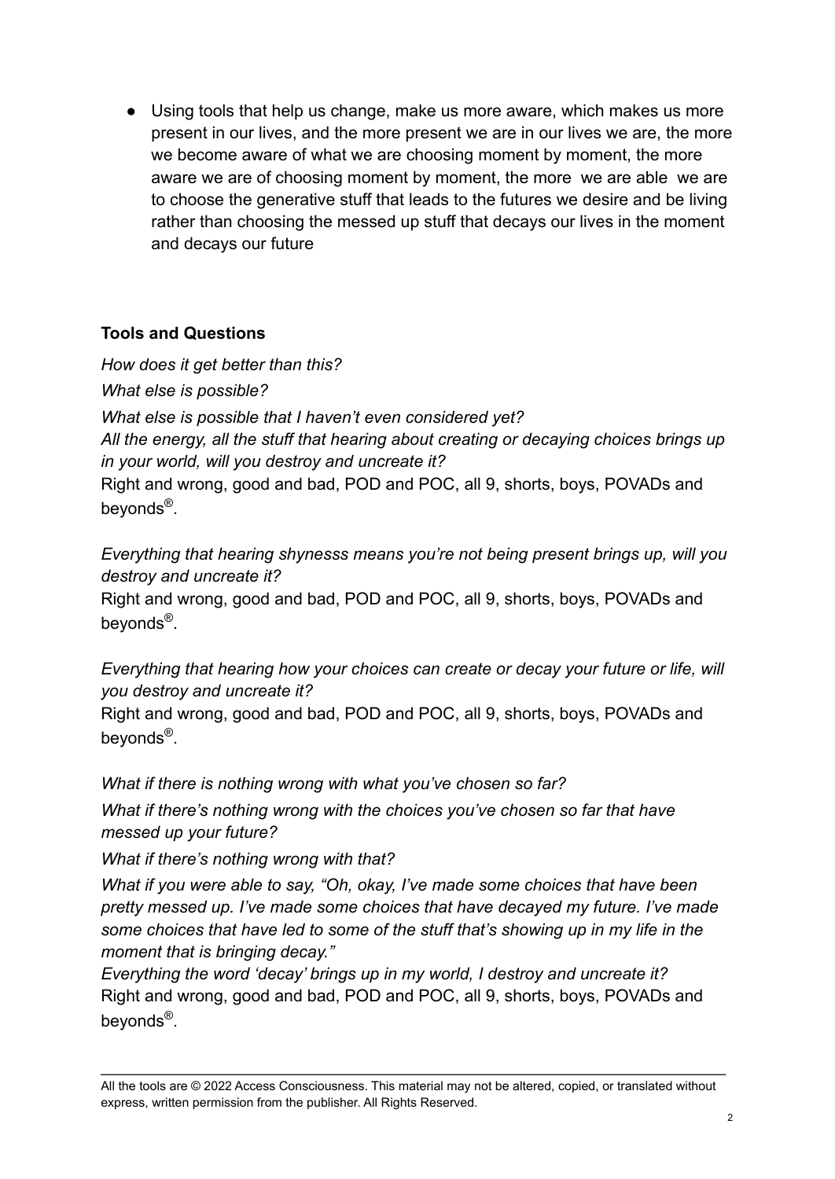- Using tools that help us change, make us more aware, which makes us more present in our lives, and the more present we are in our lives we are, the more we become aware of what we are choosing moment by moment, the more aware we are of choosing moment by moment, the more we are able we are to choose the generative stuff that leads to the futures we desire and be living rather than choosing the messed up stuff that decays our lives in the moment and decays our future

**Tools and Questions**

*How does it get better than this?*

*What else is possible?*

*What else is possible that I haven't even considered yet?*
*All the energy, all the stuff that hearing about creating or decaying choices brings up in your world, will you destroy and uncreate it?*
Right and wrong, good and bad, POD and POC, all 9, shorts, boys, POVADs and beyonds®.

*Everything that hearing shynesss means you're not being present brings up, will you destroy and uncreate it?*
Right and wrong, good and bad, POD and POC, all 9, shorts, boys, POVADs and beyonds®.

*Everything that hearing how your choices can create or decay your future or life, will you destroy and uncreate it?*
Right and wrong, good and bad, POD and POC, all 9, shorts, boys, POVADs and beyonds®.

*What if there is nothing wrong with what you've chosen so far?*

*What if there's nothing wrong with the choices you've chosen so far that have messed up your future?*

*What if there's nothing wrong with that?*

*What if you were able to say, "Oh, okay, I've made some choices that have been pretty messed up. I've made some choices that have decayed my future. I've made some choices that have led to some of the stuff that's showing up in my life in the moment that is bringing decay."*
*Everything the word 'decay' brings up in my world, I destroy and uncreate it?*
Right and wrong, good and bad, POD and POC, all 9, shorts, boys, POVADs and beyonds®.

All the tools are © 2022 Access Consciousness. This material may not be altered, copied, or translated without express, written permission from the publisher. All Rights Reserved.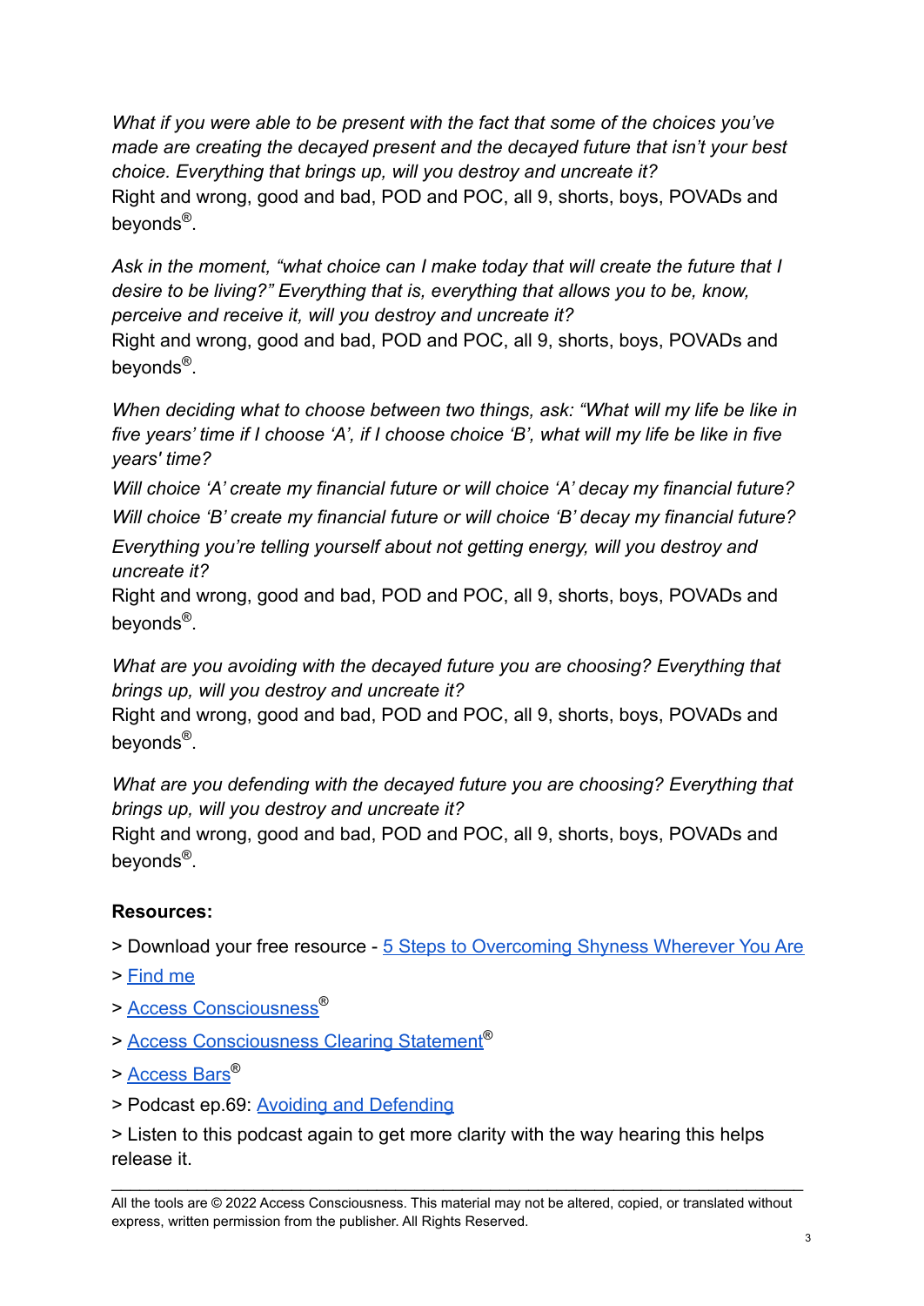*What if you were able to be present with the fact that some of the choices you've made are creating the decayed present and the decayed future that isn't your best choice. Everything that brings up, will you destroy and uncreate it?*
Right and wrong, good and bad, POD and POC, all 9, shorts, boys, POVADs and beyonds®.

*Ask in the moment, "what choice can I make today that will create the future that I desire to be living?" Everything that is, everything that allows you to be, know, perceive and receive it, will you destroy and uncreate it?*
Right and wrong, good and bad, POD and POC, all 9, shorts, boys, POVADs and beyonds®.

*When deciding what to choose between two things, ask: "What will my life be like in five years' time if I choose 'A', if I choose choice 'B', what will my life be like in five years' time?*

*Will choice 'A' create my financial future or will choice 'A' decay my financial future?*

*Will choice 'B' create my financial future or will choice 'B' decay my financial future?*

*Everything you're telling yourself about not getting energy, will you destroy and uncreate it?*
Right and wrong, good and bad, POD and POC, all 9, shorts, boys, POVADs and beyonds®.

*What are you avoiding with the decayed future you are choosing? Everything that brings up, will you destroy and uncreate it?*
Right and wrong, good and bad, POD and POC, all 9, shorts, boys, POVADs and beyonds®.

*What are you defending with the decayed future you are choosing? Everything that brings up, will you destroy and uncreate it?*
Right and wrong, good and bad, POD and POC, all 9, shorts, boys, POVADs and beyonds®.

**Resources:**

> Download your free resource - 5 Steps to Overcoming Shyness Wherever You Are

> Find me

> Access Consciousness®

> Access Consciousness Clearing Statement®

> Access Bars®

> Podcast ep.69: Avoiding and Defending

> Listen to this podcast again to get more clarity with the way hearing this helps release it.

All the tools are © 2022 Access Consciousness. This material may not be altered, copied, or translated without express, written permission from the publisher. All Rights Reserved.